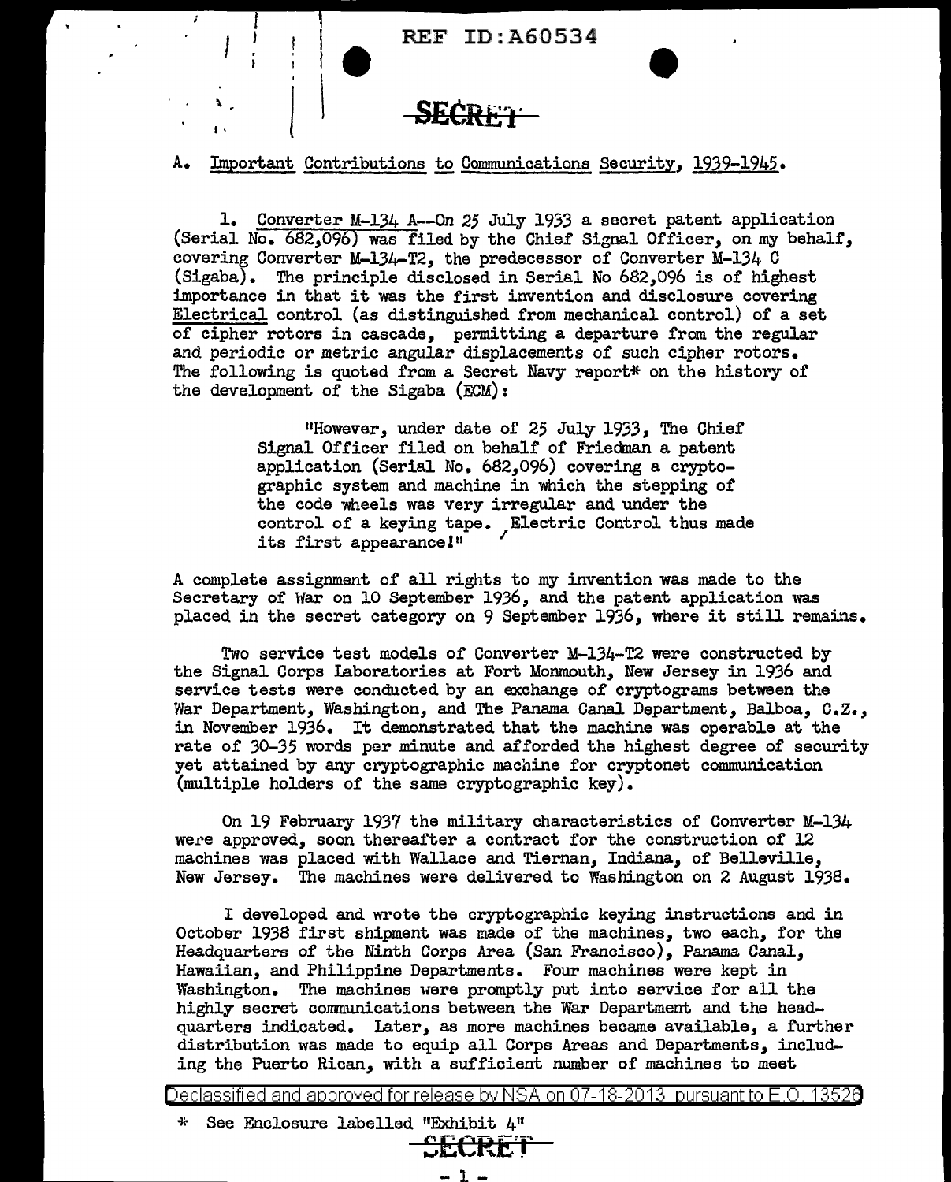A. Important Contributions to Communications Security, 1939-1945.

1. Converter M-134 A--On 25 July 1933 a secret patent application (Serial No. 682,096) was filed by the Chief Signal Officer, on my behalf, covering Converter M-134-T2, the predecessor of Converter M-134 C (Sigaba). The principle disclosed in Serial No 682,096 is of highest importance in that it was the first invention and disclosure covering Electrical control (as distinguished from mechanical control) of a set of cipher rotors in cascade, permitting a departure from the regular and periodic or metric angular displacements of such cipher rotors. The following is quoted from a Secret Navy report* on the history of the development of the Sigaba (ECM):

> "However, under date of 25 July 1933, The Chief Signal Officer filed on behalf of Friedman a patent application (Serial No. 682,096) covering a cryptographic system and machine in which the stepping of the code wheels was very irregular and under the control of a keying tape. Electric Control thus made its first appearance!"

A complete assignment of all rights to my invention was made to the Secretary of War on 10 September 1936, and the patent application was placed in the secret category on 9 September 1936, where it still remains.

Two service test models of Converter M-134-T2 were constructed by the Signal Corps Laboratories at Fort Monmouth, New Jersey in 1936 and service tests were conducted by an exchange of cryptograms between the War Department, Washington, and The Panama Canal Department, Balboa, C.Z., in November 1936. It demonstrated that the machine was operable at the rate of 30-35 words per minute and afforded the highest degree of security yet attained by any cryptographic machine for cryptonet communication (multiple holders of the same cryptographic key).

On 19 February 1937 the military characteristics of Converter M-134 were approved, soon thereafter a contract for the construction of 12 machines was placed with Wallace and Tiernan, Indiana, of Belleville, New Jersey. The machines were delivered to Washington on 2 August 1938.

I developed and wrote the cryptographic keying instructions and in October 1938 first shipment was made of the machines, two each, for the Headquarters of the Ninth Corps Area (San Francisco), Panama Canal, Hawaiian, and Philippine Departments. Four machines were kept in Washington. The machines were promptly put into service for all the highly secret communications between the War Department and the headquarters indicated. Later, as more machines became available, a further distribution was made to equip all Corps Areas and Departments, including the Puerto Rican, with a sufficient number of machines to meet

\* See Enclosure labelled "Exhibit 4"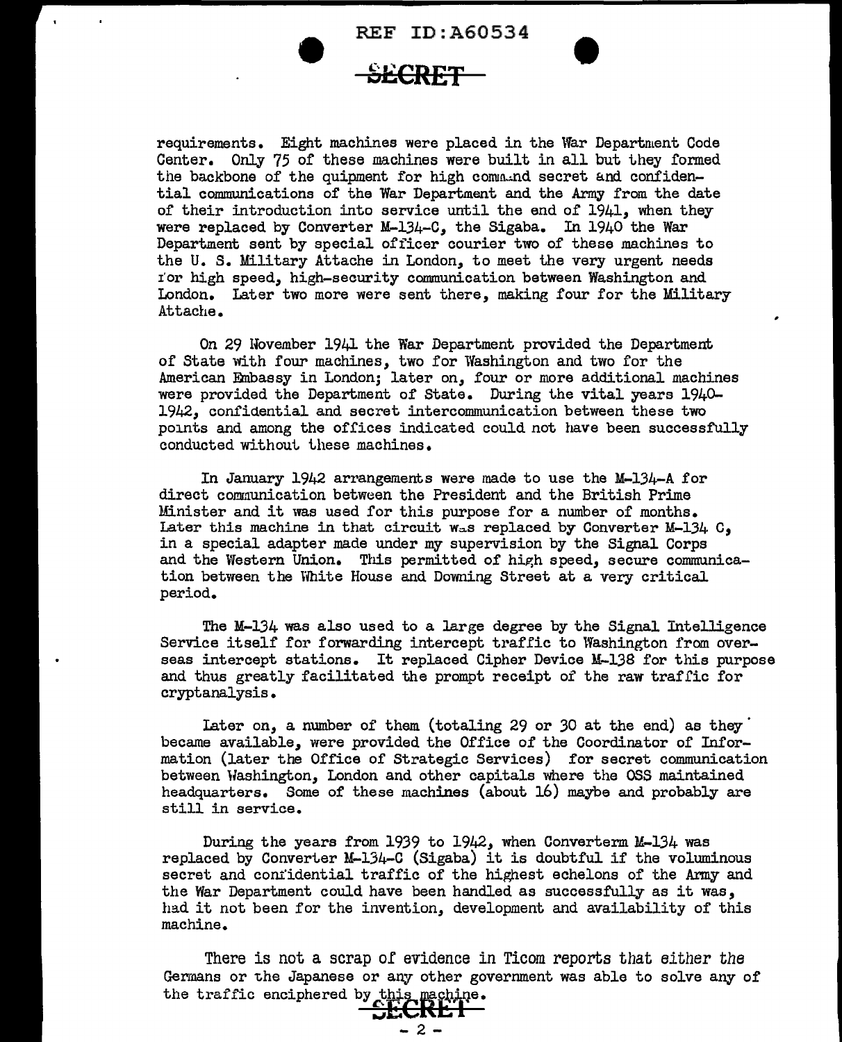requirements. Eight machines were placed in the War Department Code Center. Only 75 of these machines were built in all but they formed the backbone of the quipment for high command secret and confidential communications of the War Department and the Army from the date of their introduction into service until the end of 1941, when they were replaced by Converter M-134-C, the Sigaba. In 1940 the War Department sent by special officer courier two of these machines to the U. S. Military Attache in London, to meet the very urgent needs for high speed, high-security communication between Washington and London. Later two more were sent there, making four for the Military Attache.

On 29 November 1941 the War Department provided the Department of State with four machines, two for Washington and two for the American Embassy in London; later on, four or more additional machines were provided the Department of State. During the vital years 1940-1942, confidential and secret intercommunication between these two points and among the offices indicated could not have been successfully conducted without these machines.

In January 1942 arrangements were made to use the M-134-A for direct communication between the President and the British Prime Minister and it was used for this purpose for a number of months. Later this machine in that circuit was replaced by Converter M-134 C, in a special adapter made under my supervision by the Signal Corps and the Western Union. This permitted of high speed, secure communication between the White House and Downing Street at a very critical period.

The M-134 was also used to a large degree by the Signal Intelligence Service itself for forwarding intercept traffic to Washington from overseas intercept stations. It replaced Cipher Device M-138 for this purpose and thus greatly facilitated the prompt receipt of the raw traffic for cryptanalysis.

Later on, a number of them (totaling 29 or 30 at the end) as they became available, were provided the Office of the Coordinator of Information (later the Office of Strategic Services) for secret communication between Washington, London and other capitals where the OSS maintained headquarters. Some of these machines (about 16) maybe and probably are still in service.

During the years from 1939 to 1942, when Converterm M-134 was replaced by Converter M-134-C (Sigaba) it is doubtful if the voluminous secret and confidential traffic of the highest echelons of the Army and the War Department could have been handled as successfully as it was, had it not been for the invention, development and availability of this machine.

There is not a scrap of evidence in Ticom reports that either the Germans or the Japanese or any other government was able to solve any of the traffic enciphered by this machine.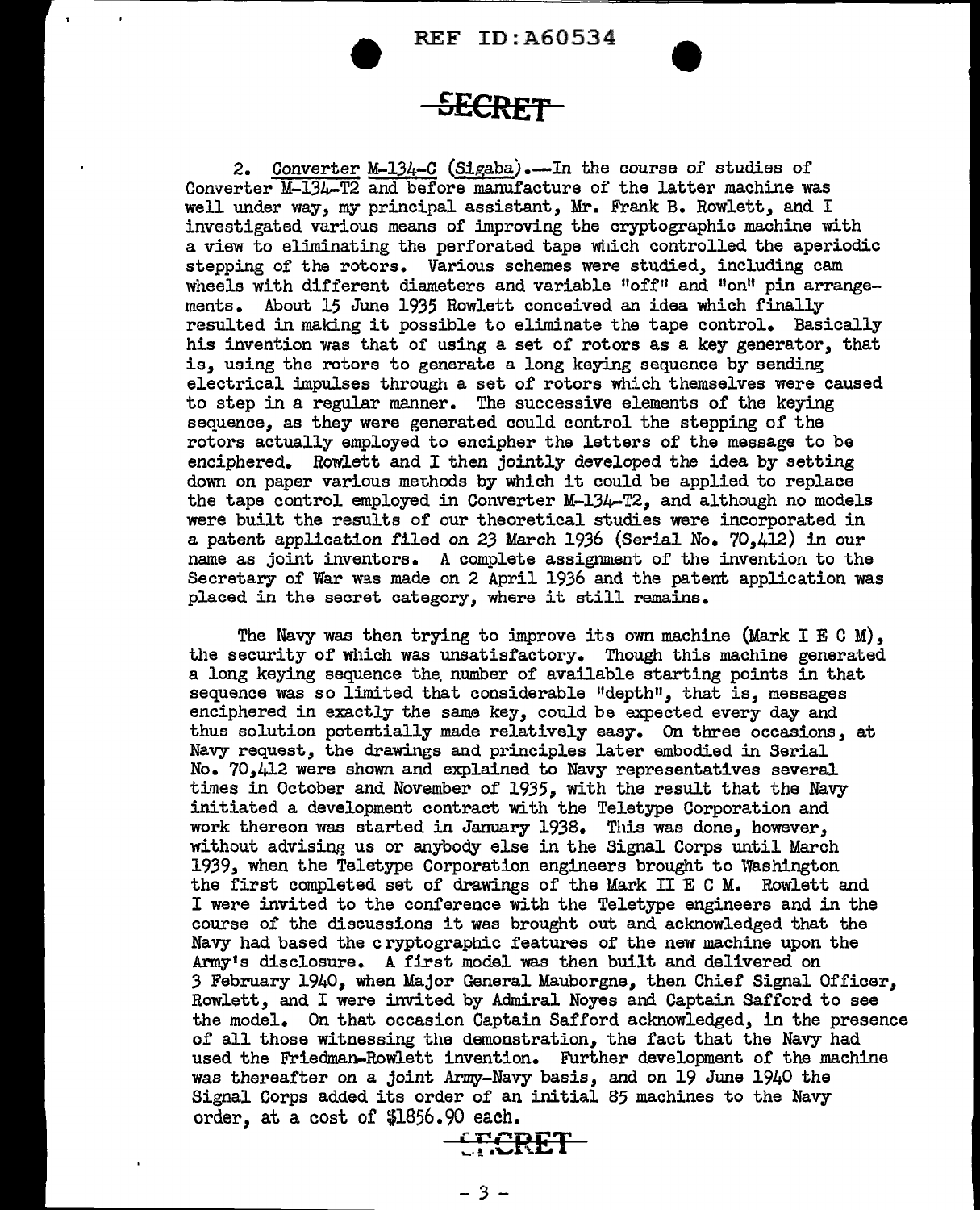2. Converter M-134-C (Sigaba).—In the course of studies of Converter M-134-T2 and before manufacture of the latter machine was well under way, my principal assistant, Mr. Frank B. Rowlett, and I investigated various means of improving the cryptographic machine with a view to eliminating the perforated tape which controlled the aperiodic stepping of the rotors. Various schemes were studied, including cam wheels with different diameters and variable "off" and "on" pin arrangements. About 15 June 1935 Rowlett conceived an idea which finally resulted in making it possible to eliminate the tape control. Basically his invention was that of using a set of rotors as a key generator, that is, using the rotors to generate a long keying sequence by sending electrical impulses through a set of rotors which themselves were caused to step in a regular manner. The successive elements of the keying sequence, as they were generated could control the stepping of the rotors actually employed to encipher the letters of the message to be enciphered. Rowlett and I then jointly developed the idea by setting down on paper various methods by which it could be applied to replace the tape control employed in Converter M-134-T2, and although no models were built the results of our theoretical studies were incorporated in a patent application filed on 23 March 1936 (Serial No. 70,412) in our name as joint inventors. A complete assignment of the invention to the Secretary of War was made on 2 April 1936 and the patent application was placed in the secret category, where it still remains.

The Navy was then trying to improve its own machine (Mark I E C M), the security of which was unsatisfactory. Though this machine generated a long keying sequence the number of available starting points in that sequence was so limited that considerable "depth", that is, messages enciphered in exactly the same key, could be expected every day and thus solution potentially made relatively easy. On three occasions, at Navy request, the drawings and principles later embodied in Serial No. 70,412 were shown and explained to Navy representatives several times in October and November of 1935, with the result that the Navy initiated a development contract with the Teletype Corporation and work thereon was started in January 1938. This was done, however, without advising us or anybody else in the Signal Corps until March 1939, when the Teletype Corporation engineers brought to Washington the first completed set of drawings of the Mark II E C M. Rowlett and I were invited to the conference with the Teletype engineers and in the course of the discussions it was brought out and acknowledged that the Navy had based the cryptographic features of the new machine upon the Army's disclosure. A first model was then built and delivered on 3 February 1940, when Major General Mauborgne, then Chief Signal Officer, Rowlett, and I were invited by Admiral Noyes and Captain Safford to see the model. On that occasion Captain Safford acknowledged, in the presence of all those witnessing the demonstration, the fact that the Navy had used the Friedman-Rowlett invention. Further development of the machine was thereafter on a joint Army-Navy basis, and on 19 June 1940 the Signal Corps added its order of an initial 85 machines to the Navy order, at a cost of $1856.90 each.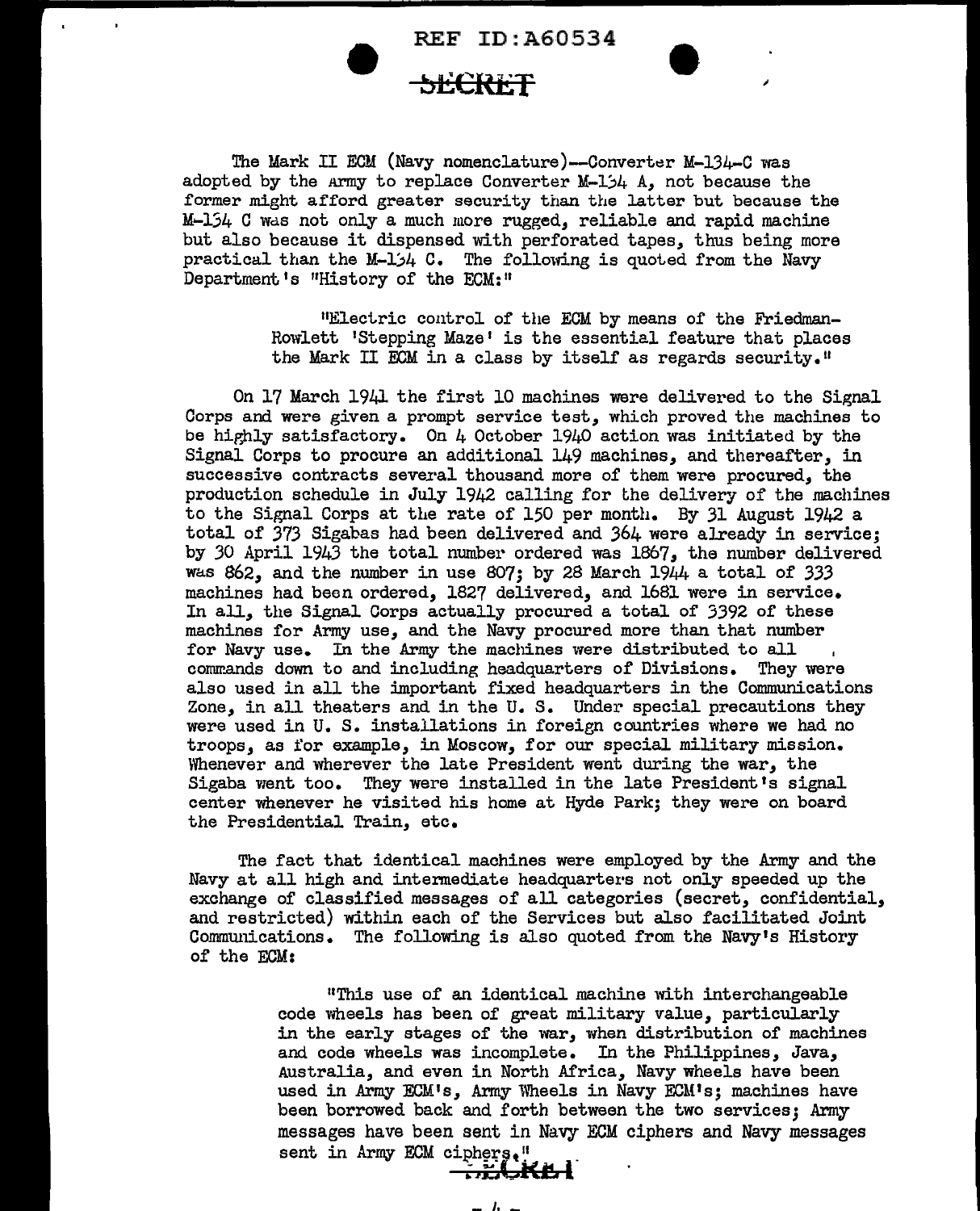The Mark II ECM (Navy nomenclature)--Converter M-134-C was adopted by the Army to replace Converter M-134 A, not because the former might afford greater security than the latter but because the M-134 C was not only a much more rugged, reliable and rapid machine but also because it dispensed with perforated tapes, thus being more practical than the M-134 C. The following is quoted from the Navy Department's "History of the ECM:"

> "Electric control of the ECM by means of the Friedman-Rowlett 'Stepping Maze' is the essential feature that places the Mark II ECM in a class by itself as regards security."

On 17 March 1941 the first 10 machines were delivered to the Signal Corps and were given a prompt service test, which proved the machines to be highly satisfactory. On 4 October 1940 action was initiated by the Signal Corps to procure an additional 149 machines, and thereafter, in successive contracts several thousand more of them were procured, the production schedule in July 1942 calling for the delivery of the machines to the Signal Corps at the rate of 150 per month. By 31 August 1942 a total of 373 Sigabas had been delivered and 364 were already in service; by 30 April 1943 the total number ordered was 1867, the number delivered was 862, and the number in use 807; by 28 March 1944 a total of 333 machines had been ordered, 1827 delivered, and 1681 were in service. In all, the Signal Corps actually procured a total of 3392 of these machines for Army use, and the Navy procured more than that number for Navy use. In the Army the machines were distributed to all commands down to and including headquarters of Divisions. They were also used in all the important fixed headquarters in the Communications Zone, in all theaters and in the U. S. Under special precautions they were used in U. S. installations in foreign countries where we had no troops, as for example, in Moscow, for our special military mission. Whenever and wherever the late President went during the war, the Sigaba went too. They were installed in the late President's signal center whenever he visited his home at Hyde Park; they were on board the Presidential Train, etc.

The fact that identical machines were employed by the Army and the Navy at all high and intermediate headquarters not only speeded up the exchange of classified messages of all categories (secret, confidential, and restricted) within each of the Services but also facilitated Joint Communications. The following is also quoted from the Navy's History of the ECM:

> "This use of an identical machine with interchangeable code wheels has been of great military value, particularly in the early stages of the war, when distribution of machines and code wheels was incomplete. In the Philippines, Java, Australia, and even in North Africa, Navy wheels have been used in Army ECM's, Army Wheels in Navy ECM's; machines have been borrowed back and forth between the two services; Army messages have been sent in Navy ECM ciphers and Navy messages sent in Army ECM ciphers."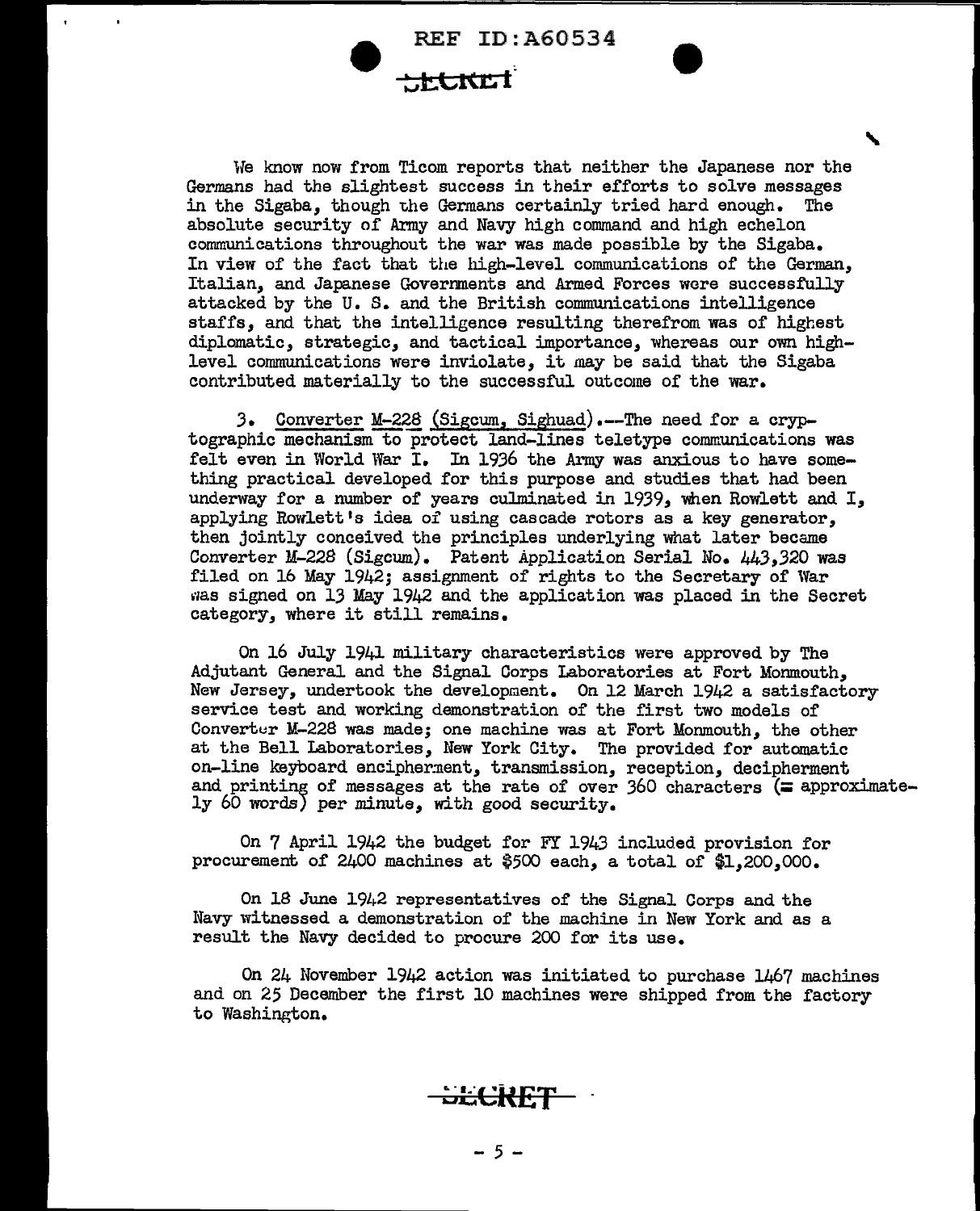We know now from Ticom reports that neither the Japanese nor the Germans had the slightest success in their efforts to solve messages in the Sigaba, though the Germans certainly tried hard enough. The absolute security of Army and Navy high command and high echelon communications throughout the war was made possible by the Sigaba. In view of the fact that the high-level communications of the German, Italian, and Japanese Governments and Armed Forces were successfully attacked by the U. S. and the British communications intelligence staffs, and that the intelligence resulting therefrom was of highest diplomatic, strategic, and tactical importance, whereas our own high-level communications were inviolate, it may be said that the Sigaba contributed materially to the successful outcome of the war.

3. Converter M-228 (Sigcum, Sighuad).--The need for a cryptographic mechanism to protect land-lines teletype communications was felt even in World War I. In 1936 the Army was anxious to have something practical developed for this purpose and studies that had been underway for a number of years culminated in 1939, when Rowlett and I, applying Rowlett's idea of using cascade rotors as a key generator, then jointly conceived the principles underlying what later became Converter M-228 (Sigcum). Patent Application Serial No. 443,320 was filed on 16 May 1942; assignment of rights to the Secretary of War was signed on 13 May 1942 and the application was placed in the Secret category, where it still remains.

On 16 July 1941 military characteristics were approved by The Adjutant General and the Signal Corps Laboratories at Fort Monmouth, New Jersey, undertook the development. On 12 March 1942 a satisfactory service test and working demonstration of the first two models of Converter M-228 was made; one machine was at Fort Monmouth, the other at the Bell Laboratories, New York City. The provided for automatic on-line keyboard encipherment, transmission, reception, decipherment and printing of messages at the rate of over 360 characters (= approximately 60 words) per minute, with good security.

On 7 April 1942 the budget for FY 1943 included provision for procurement of 2400 machines at $500 each, a total of $1,200,000.

On 18 June 1942 representatives of the Signal Corps and the Navy witnessed a demonstration of the machine in New York and as a result the Navy decided to procure 200 for its use.

On 24 November 1942 action was initiated to purchase 1467 machines and on 25 December the first 10 machines were shipped from the factory to Washington.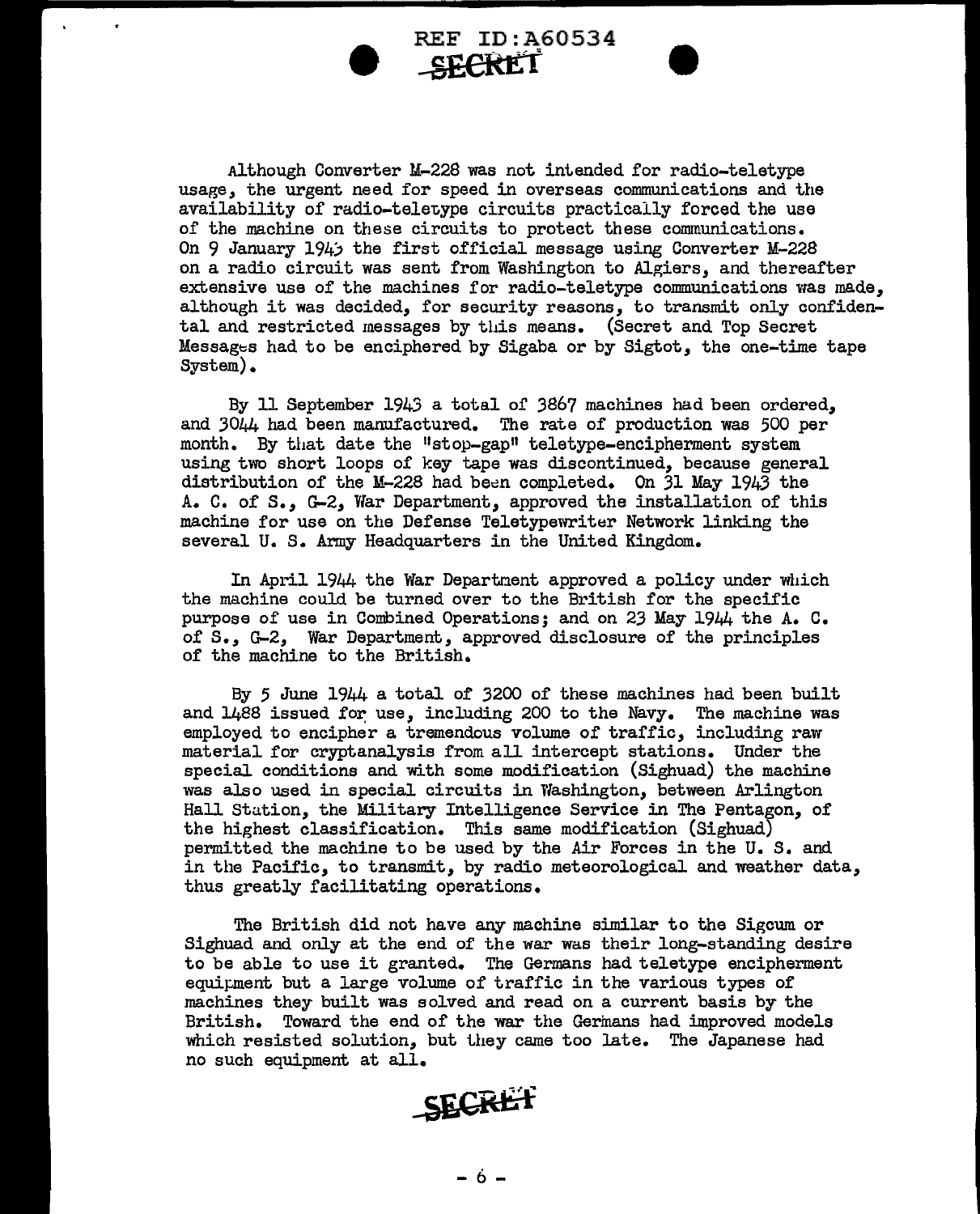Although Converter M-228 was not intended for radio-teletype usage, the urgent need for speed in overseas communications and the availability of radio-teletype circuits practically forced the use of the machine on these circuits to protect these communications. On 9 January 1943 the first official message using Converter M-228 on a radio circuit was sent from Washington to Algiers, and thereafter extensive use of the machines for radio-teletype communications was made, although it was decided, for security reasons, to transmit only confidential and restricted messages by this means. (Secret and Top Secret Messages had to be enciphered by Sigaba or by Sigtot, the one-time tape System).

By 11 September 1943 a total of 3867 machines had been ordered, and 3044 had been manufactured. The rate of production was 500 per month. By that date the "stop-gap" teletype-encipherment system using two short loops of key tape was discontinued, because general distribution of the M-228 had been completed. On 31 May 1943 the A. C. of S., G-2, War Department, approved the installation of this machine for use on the Defense Teletypewriter Network linking the several U. S. Army Headquarters in the United Kingdom.

In April 1944 the War Department approved a policy under which the machine could be turned over to the British for the specific purpose of use in Combined Operations; and on 23 May 1944 the A. C. of S., G-2, War Department, approved disclosure of the principles of the machine to the British.

By 5 June 1944 a total of 3200 of these machines had been built and 1488 issued for use, including 200 to the Navy. The machine was employed to encipher a tremendous volume of traffic, including raw material for cryptanalysis from all intercept stations. Under the special conditions and with some modification (Sighuad) the machine was also used in special circuits in Washington, between Arlington Hall Station, the Military Intelligence Service in The Pentagon, of the highest classification. This same modification (Sighuad) permitted the machine to be used by the Air Forces in the U. S. and in the Pacific, to transmit, by radio meteorological and weather data, thus greatly facilitating operations.

The British did not have any machine similar to the Sigcum or Sighuad and only at the end of the war was their long-standing desire to be able to use it granted. The Germans had teletype encipherment equipment but a large volume of traffic in the various types of machines they built was solved and read on a current basis by the British. Toward the end of the war the Germans had improved models which resisted solution, but they came too late. The Japanese had no such equipment at all.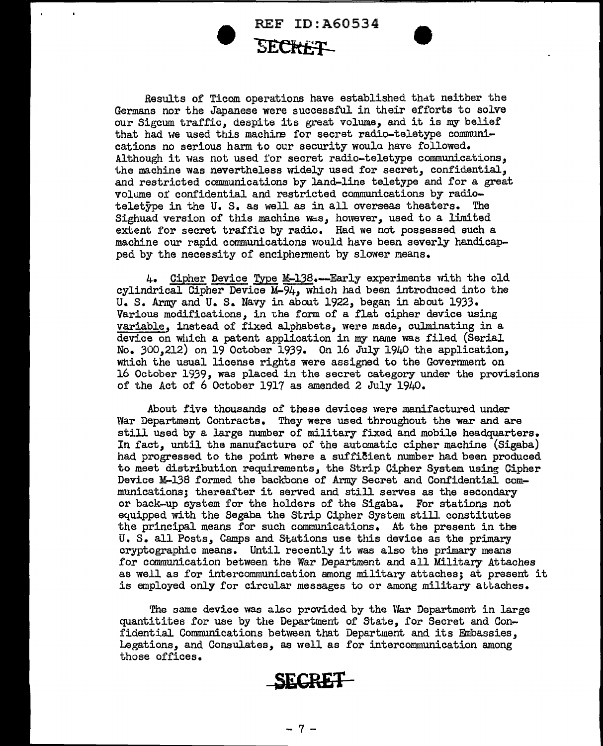Results of Ticom operations have established that neither the Germans nor the Japanese were successful in their efforts to solve our Sigcum traffic, despite its great volume, and it is my belief that had we used this machine for secret radio-teletype communications no serious harm to our security would have followed. Although it was not used for secret radio-teletype communications, the machine was nevertheless widely used for secret, confidential, and restricted communications by land-line teletype and for a great volume of confidential and restricted communications by radio-teletype in the U. S. as well as in all overseas theaters. The Sighuad version of this machine was, however, used to a limited extent for secret traffic by radio. Had we not possessed such a machine our rapid communications would have been severly handicapped by the necessity of encipherment by slower means.

4. Cipher Device Type M-138.—Early experiments with the old cylindrical Cipher Device M-94, which had been introduced into the U. S. Army and U. S. Navy in about 1922, began in about 1933. Various modifications, in the form of a flat cipher device using variable, instead of fixed alphabets, were made, culminating in a device on which a patent application in my name was filed (Serial No. 300,212) on 19 October 1939. On 16 July 1940 the application, which the usual license rights were assigned to the Government on 16 October 1939, was placed in the secret category under the provisions of the Act of 6 October 1917 as amended 2 July 1940.

About five thousands of these devices were manifactured under War Department Contracts. They were used throughout the war and are still used by a large number of military fixed and mobile headquarters. In fact, until the manufacture of the automatic cipher machine (Sigaba) had progressed to the point where a sufficient number had been produced to meet distribution requirements, the Strip Cipher System using Cipher Device M-138 formed the backbone of Army Secret and Confidential communications; thereafter it served and still serves as the secondary or back-up system for the holders of the Sigaba. For stations not equipped with the Segaba the Strip Cipher System still constitutes the principal means for such communications. At the present in the U. S. all Posts, Camps and Stations use this device as the primary cryptographic means. Until recently it was also the primary means for communication between the War Department and all Military Attaches as well as for intercommunication among military attaches; at present it is employed only for circular messages to or among military attaches.

The same device was also provided by the War Department in large quantitites for use by the Department of State, for Secret and Confidential Communications between that Department and its Embassies, Legations, and Consulates, as well as for intercommunication among those offices.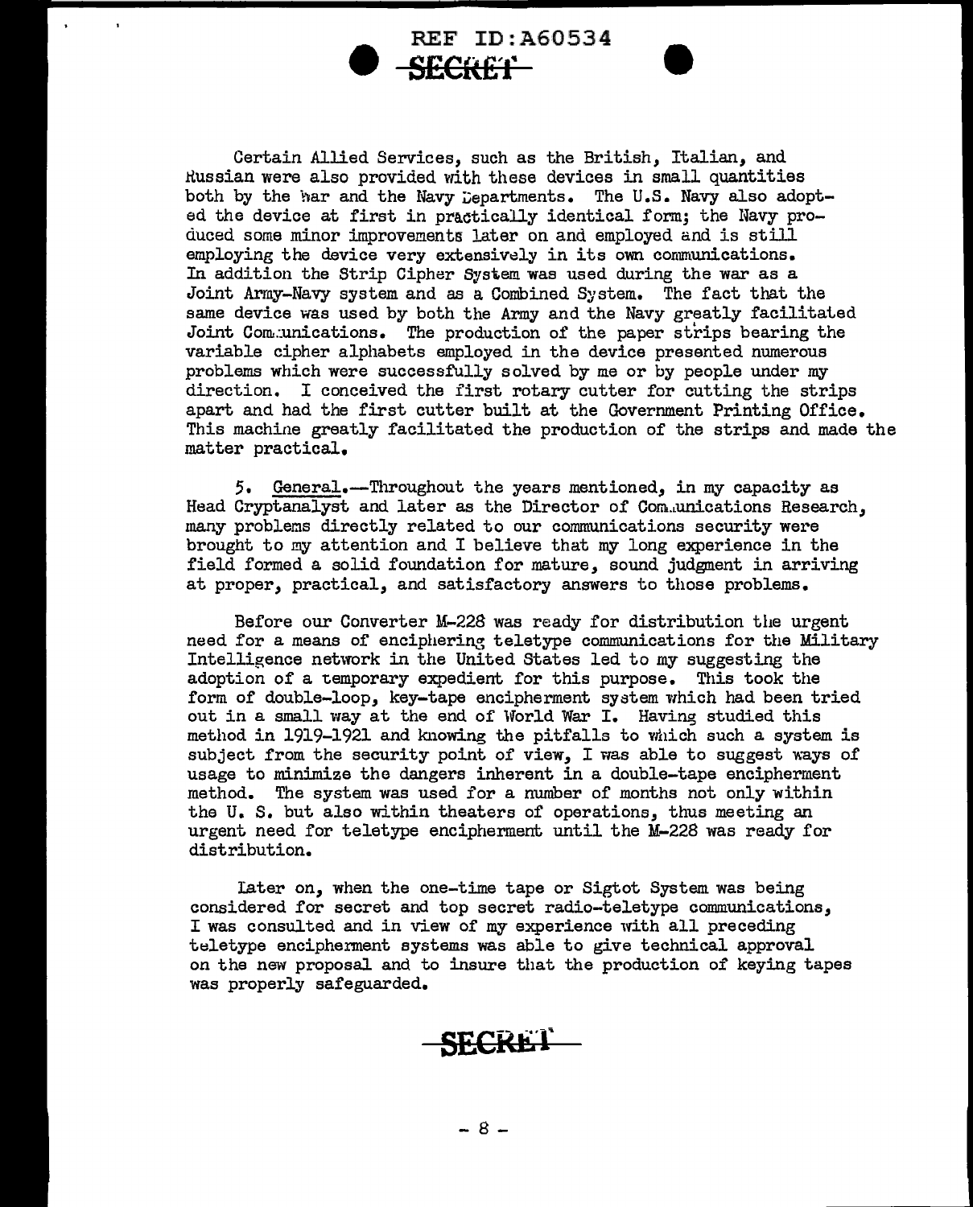Certain Allied Services, such as the British, Italian, and Russian were also provided with these devices in small quantities both by the War and the Navy Departments. The U.S. Navy also adopted the device at first in practically identical form; the Navy produced some minor improvements later on and employed and is still employing the device very extensively in its own communications. In addition the Strip Cipher System was used during the war as a Joint Army-Navy system and as a Combined System. The fact that the same device was used by both the Army and the Navy greatly facilitated Joint Communications. The production of the paper strips bearing the variable cipher alphabets employed in the device presented numerous problems which were successfully solved by me or by people under my direction. I conceived the first rotary cutter for cutting the strips apart and had the first cutter built at the Government Printing Office. This machine greatly facilitated the production of the strips and made the matter practical.

5. General.—Throughout the years mentioned, in my capacity as Head Cryptanalyst and later as the Director of Communications Research, many problems directly related to our communications security were brought to my attention and I believe that my long experience in the field formed a solid foundation for mature, sound judgment in arriving at proper, practical, and satisfactory answers to those problems.

Before our Converter M-228 was ready for distribution the urgent need for a means of enciphering teletype communications for the Military Intelligence network in the United States led to my suggesting the adoption of a temporary expedient for this purpose. This took the form of double-loop, key-tape encipherment system which had been tried out in a small way at the end of World War I. Having studied this method in 1919-1921 and knowing the pitfalls to which such a system is subject from the security point of view, I was able to suggest ways of usage to minimize the dangers inherent in a double-tape encipherment method. The system was used for a number of months not only within the U. S. but also within theaters of operations, thus meeting an urgent need for teletype encipherment until the M-228 was ready for distribution.

Later on, when the one-time tape or Sigtot System was being considered for secret and top secret radio-teletype communications, I was consulted and in view of my experience with all preceding teletype encipherment systems was able to give technical approval on the new proposal and to insure that the production of keying tapes was properly safeguarded.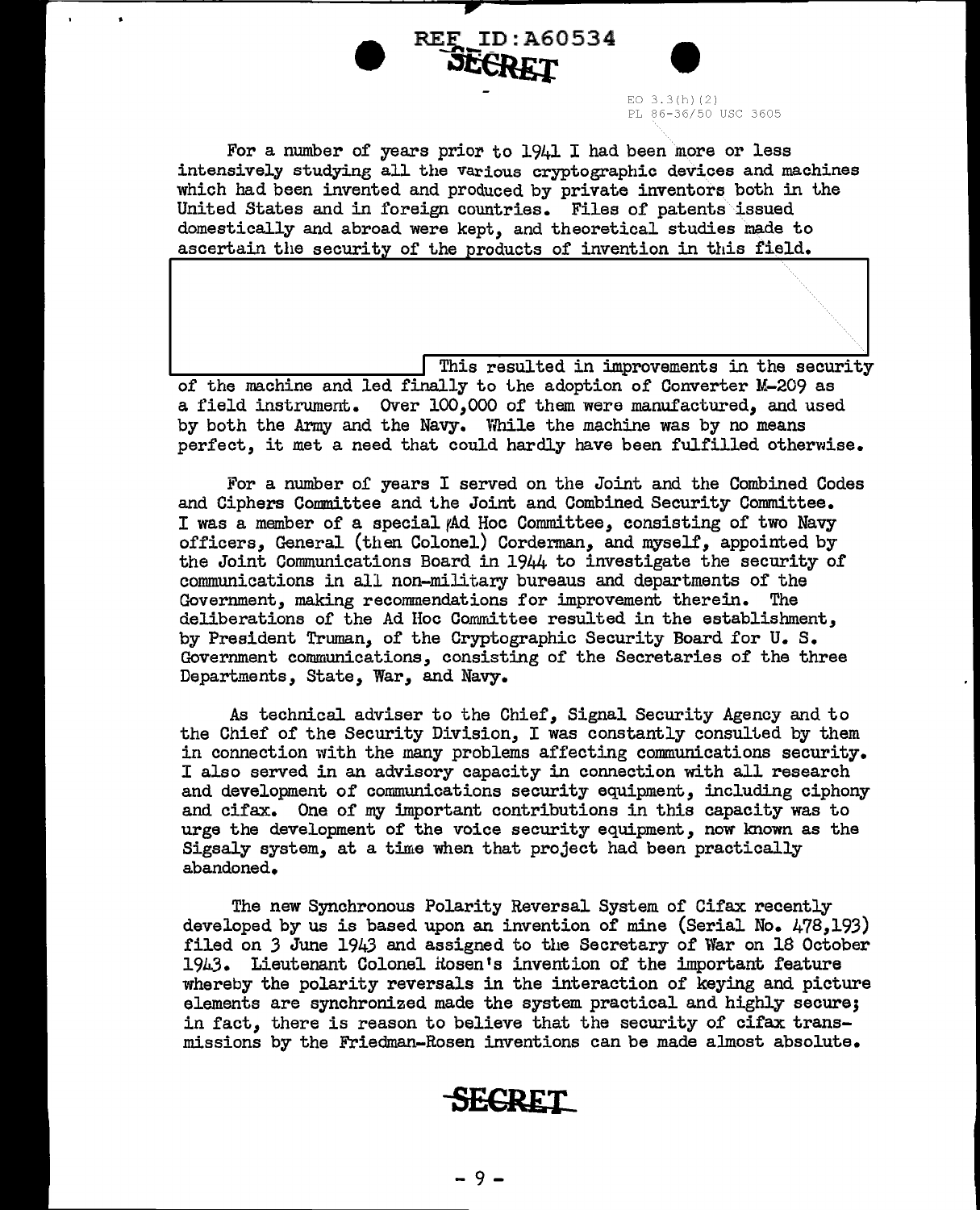For a number of years prior to 1941 I had been more or less intensively studying all the various cryptographic devices and machines which had been invented and produced by private inventors both in the United States and in foreign countries. Files of patents issued domestically and abroad were kept, and theoretical studies made to ascertain the security of the products of invention in this field.

This resulted in improvements in the security of the machine and led finally to the adoption of Converter M-209 as a field instrument. Over 100,000 of them were manufactured, and used by both the Army and the Navy. While the machine was by no means perfect, it met a need that could hardly have been fulfilled otherwise.

For a number of years I served on the Joint and the Combined Codes and Ciphers Committee and the Joint and Combined Security Committee. I was a member of a special Ad Hoc Committee, consisting of two Navy officers, General (then Colonel) Corderman, and myself, appointed by the Joint Communications Board in 1944 to investigate the security of communications in all non-military bureaus and departments of the Government, making recommendations for improvement therein. The deliberations of the Ad Hoc Committee resulted in the establishment, by President Truman, of the Cryptographic Security Board for U. S. Government communications, consisting of the Secretaries of the three Departments, State, War, and Navy.

As technical adviser to the Chief, Signal Security Agency and to the Chief of the Security Division, I was constantly consulted by them in connection with the many problems affecting communications security. I also served in an advisory capacity in connection with all research and development of communications security equipment, including ciphony and cifax. One of my important contributions in this capacity was to urge the development of the voice security equipment, now known as the Sigsaly system, at a time when that project had been practically abandoned.

The new Synchronous Polarity Reversal System of Cifax recently developed by us is based upon an invention of mine (Serial No. 478,193) filed on 3 June 1943 and assigned to the Secretary of War on 18 October 1943. Lieutenant Colonel Rosen's invention of the important feature whereby the polarity reversals in the interaction of keying and picture elements are synchronized made the system practical and highly secure; in fact, there is reason to believe that the security of cifax transmissions by the Friedman-Rosen inventions can be made almost absolute.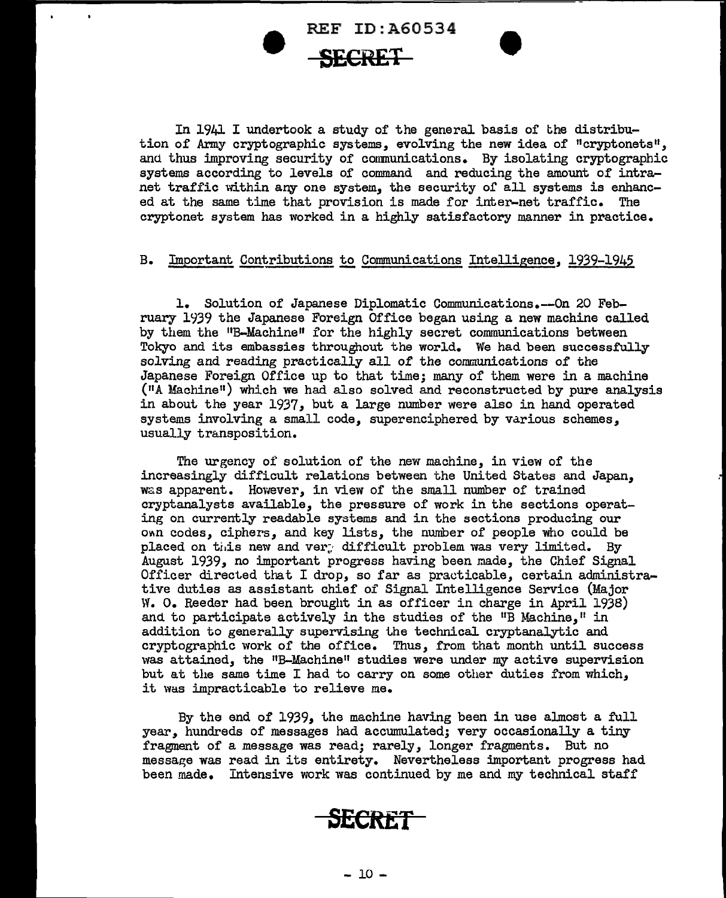In 1941 I undertook a study of the general basis of the distribution of Army cryptographic systems, evolving the new idea of "cryptonets", and thus improving security of communications. By isolating cryptographic systems according to levels of command and reducing the amount of intranet traffic within any one system, the security of all systems is enhanced at the same time that provision is made for inter-net traffic. The cryptonet system has worked in a highly satisfactory manner in practice.

B. Important Contributions to Communications Intelligence, 1939-1945

1. Solution of Japanese Diplomatic Communications.--On 20 February 1939 the Japanese Foreign Office began using a new machine called by them the "B-Machine" for the highly secret communications between Tokyo and its embassies throughout the world. We had been successfully solving and reading practically all of the communications of the Japanese Foreign Office up to that time; many of them were in a machine ("A Machine") which we had also solved and reconstructed by pure analysis in about the year 1937, but a large number were also in hand operated systems involving a small code, superenciphered by various schemes, usually transposition.

The urgency of solution of the new machine, in view of the increasingly difficult relations between the United States and Japan, was apparent. However, in view of the small number of trained cryptanalysts available, the pressure of work in the sections operating on currently readable systems and in the sections producing our own codes, ciphers, and key lists, the number of people who could be placed on this new and very difficult problem was very limited. By August 1939, no important progress having been made, the Chief Signal Officer directed that I drop, so far as practicable, certain administrative duties as assistant chief of Signal Intelligence Service (Major W. O. Reeder had been brought in as officer in charge in April 1938) and to participate actively in the studies of the "B Machine," in addition to generally supervising the technical cryptanalytic and cryptographic work of the office. Thus, from that month until success was attained, the "B-Machine" studies were under my active supervision but at the same time I had to carry on some other duties from which, it was impracticable to relieve me.

By the end of 1939, the machine having been in use almost a full year, hundreds of messages had accumulated; very occasionally a tiny fragment of a message was read; rarely, longer fragments. But no message was read in its entirety. Nevertheless important progress had been made. Intensive work was continued by me and my technical staff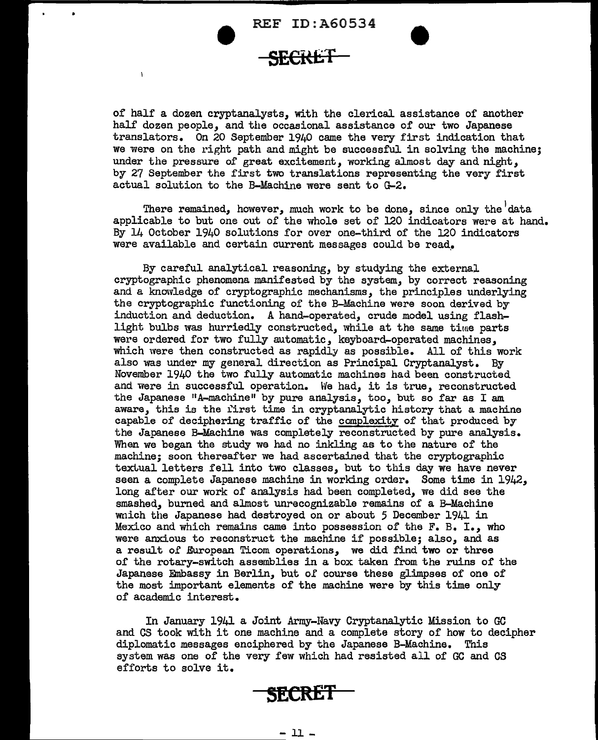of half a dozen cryptanalysts, with the clerical assistance of another half dozen people, and the occasional assistance of our two Japanese translators. On 20 September 1940 came the very first indication that we were on the right path and might be successful in solving the machine; under the pressure of great excitement, working almost day and night, by 27 September the first two translations representing the very first actual solution to the B-Machine were sent to G-2.

There remained, however, much work to be done, since only the data applicable to but one out of the whole set of 120 indicators were at hand. By 14 October 1940 solutions for over one-third of the 120 indicators were available and certain current messages could be read.

By careful analytical reasoning, by studying the external cryptographic phenomena manifested by the system, by correct reasoning and a knowledge of cryptographic mechanisms, the principles underlying the cryptographic functioning of the B-Machine were soon derived by induction and deduction. A hand-operated, crude model using flash-light bulbs was hurriedly constructed, while at the same time parts were ordered for two fully automatic, keyboard-operated machines, which were then constructed as rapidly as possible. All of this work also was under my general direction as Principal Cryptanalyst. By November 1940 the two fully automatic machines had been constructed and were in successful operation. We had, it is true, reconstructed the Japanese "A-machine" by pure analysis, too, but so far as I am aware, this is the first time in cryptanalytic history that a machine capable of deciphering traffic of the complexity of that produced by the Japanese B-Machine was completely reconstructed by pure analysis. When we began the study we had no inkling as to the nature of the machine; soon thereafter we had ascertained that the cryptographic textual letters fell into two classes, but to this day we have never seen a complete Japanese machine in working order. Some time in 1942, long after our work of analysis had been completed, we did see the smashed, burned and almost unrecognizable remains of a B-Machine which the Japanese had destroyed on or about 5 December 1941 in Mexico and which remains came into possession of the F. B. I., who were anxious to reconstruct the machine if possible; also, and as a result of European Ticom operations, we did find two or three of the rotary-switch assemblies in a box taken from the ruins of the Japanese Embassy in Berlin, but of course these glimpses of one of the most important elements of the machine were by this time only of academic interest.

In January 1941 a Joint Army-Navy Cryptanalytic Mission to GC and CS took with it one machine and a complete story of how to decipher diplomatic messages enciphered by the Japanese B-Machine. This system was one of the very few which had resisted all of GC and CS efforts to solve it.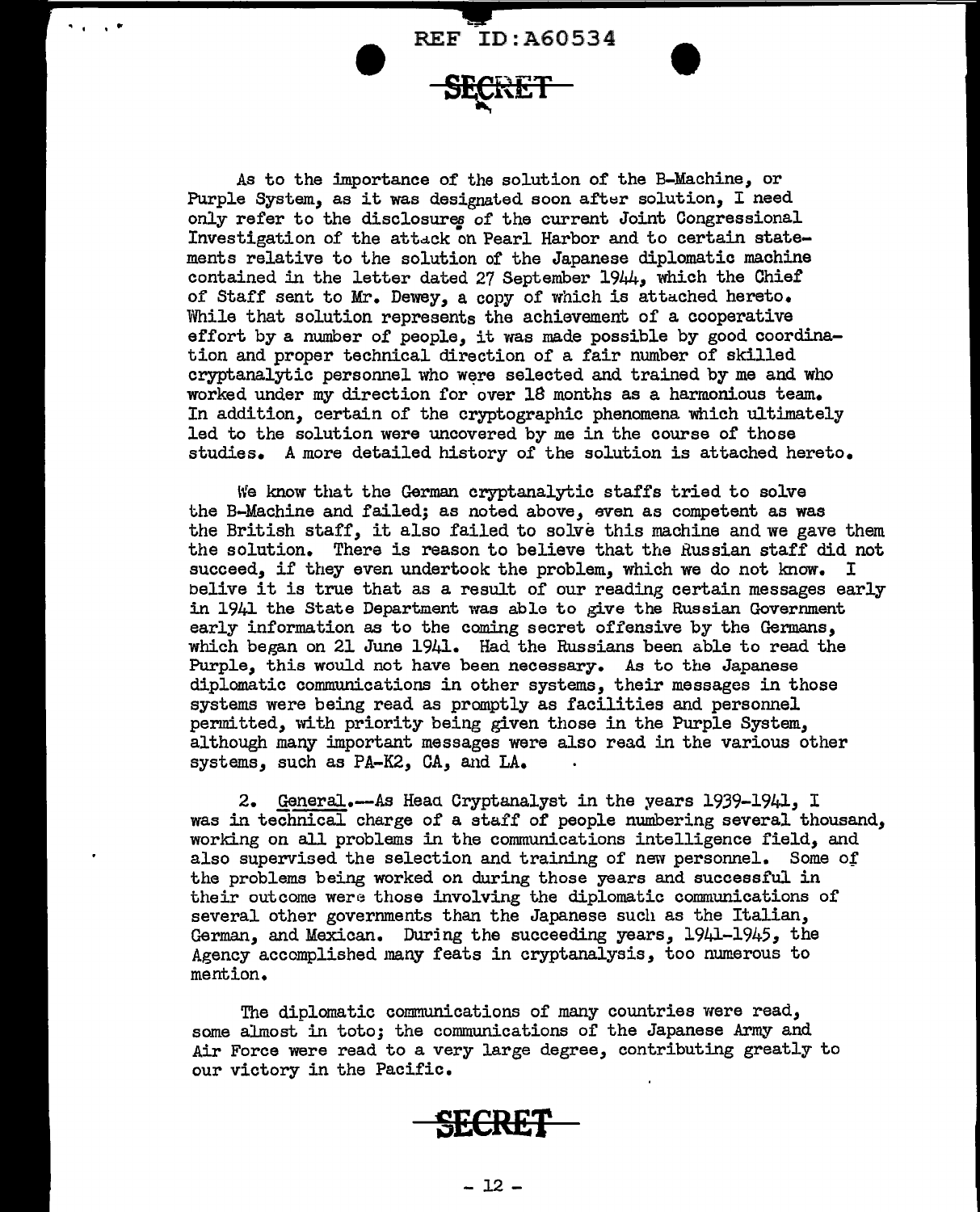As to the importance of the solution of the B-Machine, or Purple System, as it was designated soon after solution, I need only refer to the disclosures of the current Joint Congressional Investigation of the attack on Pearl Harbor and to certain statements relative to the solution of the Japanese diplomatic machine contained in the letter dated 27 September 1944, which the Chief of Staff sent to Mr. Dewey, a copy of which is attached hereto. While that solution represents the achievement of a cooperative effort by a number of people, it was made possible by good coordination and proper technical direction of a fair number of skilled cryptanalytic personnel who were selected and trained by me and who worked under my direction for over 18 months as a harmonious team. In addition, certain of the cryptographic phenomena which ultimately led to the solution were uncovered by me in the course of those studies. A more detailed history of the solution is attached hereto.

We know that the German cryptanalytic staffs tried to solve the B-Machine and failed; as noted above, even as competent as was the British staff, it also failed to solve this machine and we gave them the solution. There is reason to believe that the Russian staff did not succeed, if they even undertook the problem, which we do not know. I belive it is true that as a result of our reading certain messages early in 1941 the State Department was able to give the Russian Government early information as to the coming secret offensive by the Germans, which began on 21 June 1941. Had the Russians been able to read the Purple, this would not have been necessary. As to the Japanese diplomatic communications in other systems, their messages in those systems were being read as promptly as facilities and personnel permitted, with priority being given those in the Purple System, although many important messages were also read in the various other systems, such as PA-K2, CA, and LA.

2. General.--As Head Cryptanalyst in the years 1939-1941, I was in technical charge of a staff of people numbering several thousand, working on all problems in the communications intelligence field, and also supervised the selection and training of new personnel. Some of the problems being worked on during those years and successful in their outcome were those involving the diplomatic communications of several other governments than the Japanese such as the Italian, German, and Mexican. During the succeeding years, 1941-1945, the Agency accomplished many feats in cryptanalysis, too numerous to mention.

The diplomatic communications of many countries were read, some almost in toto; the communications of the Japanese Army and Air Force were read to a very large degree, contributing greatly to our victory in the Pacific.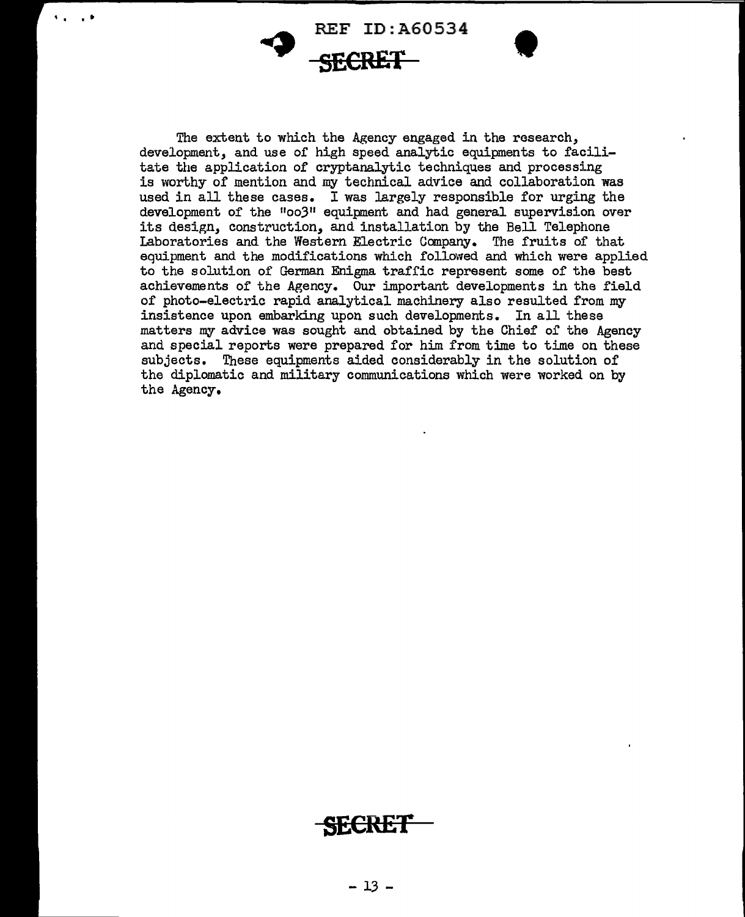The extent to which the Agency engaged in the research, development, and use of high speed analytic equipments to facilitate the application of cryptanalytic techniques and processing is worthy of mention and my technical advice and collaboration was used in all these cases. I was largely responsible for urging the development of the "003" equipment and had general supervision over its design, construction, and installation by the Bell Telephone Laboratories and the Western Electric Company. The fruits of that equipment and the modifications which followed and which were applied to the solution of German Enigma traffic represent some of the best achievements of the Agency. Our important developments in the field of photo-electric rapid analytical machinery also resulted from my insistence upon embarking upon such developments. In all these matters my advice was sought and obtained by the Chief of the Agency and special reports were prepared for him from time to time on these subjects. These equipments aided considerably in the solution of the diplomatic and military communications which were worked on by the Agency.